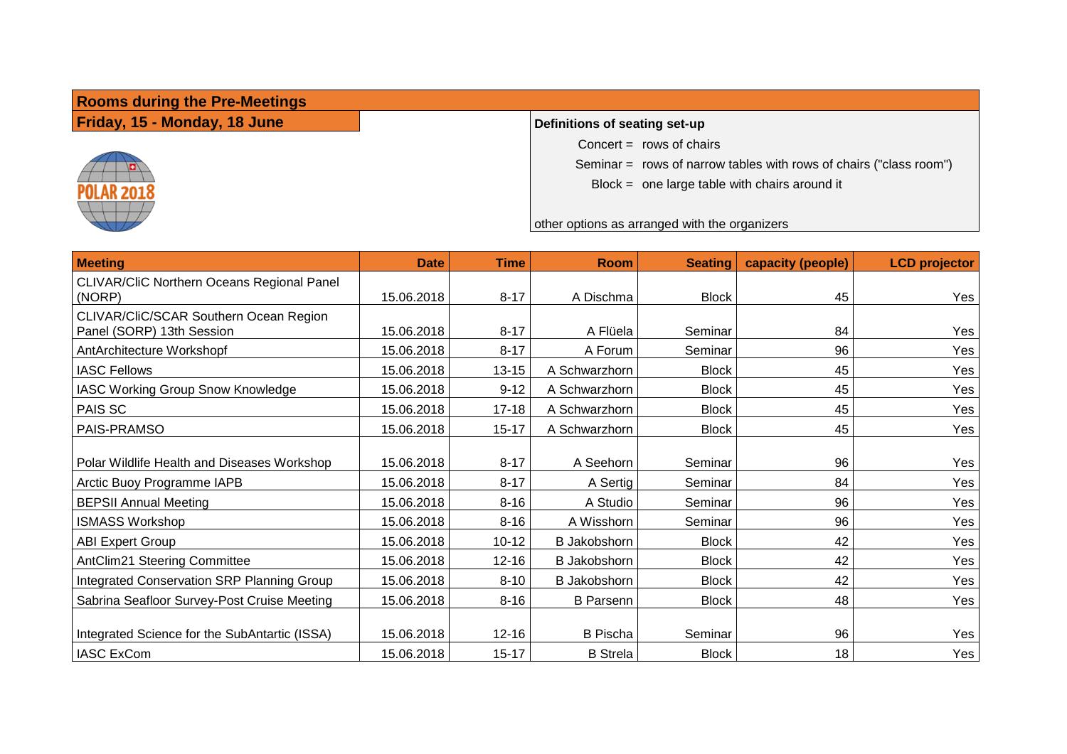## Rooms during the Pre-Meetings

### Friday, 15 - Monday, 18 June

POLAR 2018

**Definitions of seating set-up**

Concert = rows of chairs

Seminar = rows of narrow tables with rows of chairs ("class room")

Block = one large table with chairs around it

other options as arranged with the organizers

| Meeting | Date | Time | Room | Seating | capacity (people) | LCD projector |
|---|---|---|---|---|---|---|
| CLIVAR/CliC Northern Oceans Regional Panel (NORP) | 15.06.2018 | 8-17 | A Dischma | Block | 45 | Yes |
| CLIVAR/CliC/SCAR Southern Ocean Region Panel (SORP) 13th Session | 15.06.2018 | 8-17 | A Flüela | Seminar | 84 | Yes |
| AntArchitecture Workshopf | 15.06.2018 | 8-17 | A Forum | Seminar | 96 | Yes |
| IASC Fellows | 15.06.2018 | 13-15 | A Schwarzhorn | Block | 45 | Yes |
| IASC Working Group Snow Knowledge | 15.06.2018 | 9-12 | A Schwarzhorn | Block | 45 | Yes |
| PAIS SC | 15.06.2018 | 17-18 | A Schwarzhorn | Block | 45 | Yes |
| PAIS-PRAMSO | 15.06.2018 | 15-17 | A Schwarzhorn | Block | 45 | Yes |
| Polar Wildlife Health and Diseases Workshop | 15.06.2018 | 8-17 | A Seehorn | Seminar | 96 | Yes |
| Arctic Buoy Programme IAPB | 15.06.2018 | 8-17 | A Sertig | Seminar | 84 | Yes |
| BEPSII Annual Meeting | 15.06.2018 | 8-16 | A Studio | Seminar | 96 | Yes |
| ISMASS Workshop | 15.06.2018 | 8-16 | A Wisshorn | Seminar | 96 | Yes |
| ABI Expert Group | 15.06.2018 | 10-12 | B Jakobshorn | Block | 42 | Yes |
| AntClim21 Steering Committee | 15.06.2018 | 12-16 | B Jakobshorn | Block | 42 | Yes |
| Integrated Conservation SRP Planning Group | 15.06.2018 | 8-10 | B Jakobshorn | Block | 42 | Yes |
| Sabrina Seafloor Survey-Post Cruise Meeting | 15.06.2018 | 8-16 | B Parsenn | Block | 48 | Yes |
| Integrated Science for the SubAntartic (ISSA) | 15.06.2018 | 12-16 | B Pischa | Seminar | 96 | Yes |
| IASC ExCom | 15.06.2018 | 15-17 | B Strela | Block | 18 | Yes |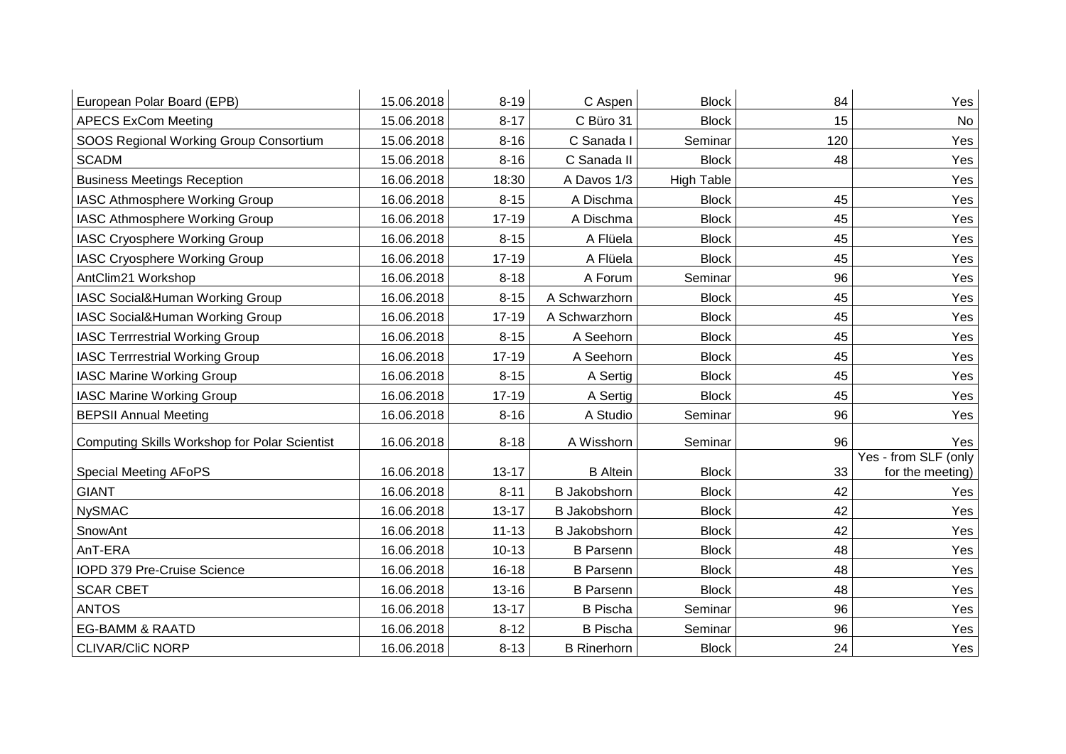| | | | | | | |
|---|---|---|---|---|---|---|
| European Polar Board (EPB) | 15.06.2018 | 8-19 | C Aspen | Block | 84 | Yes |
| APECS ExCom Meeting | 15.06.2018 | 8-17 | C Büro 31 | Block | 15 | No |
| SOOS Regional Working Group Consortium | 15.06.2018 | 8-16 | C Sanada I | Seminar | 120 | Yes |
| SCADM | 15.06.2018 | 8-16 | C Sanada II | Block | 48 | Yes |
| Business Meetings Reception | 16.06.2018 | 18:30 | A Davos 1/3 | High Table | | Yes |
| IASC Athmosphere Working Group | 16.06.2018 | 8-15 | A Dischma | Block | 45 | Yes |
| IASC Athmosphere Working Group | 16.06.2018 | 17-19 | A Dischma | Block | 45 | Yes |
| IASC Cryosphere Working Group | 16.06.2018 | 8-15 | A Flüela | Block | 45 | Yes |
| IASC Cryosphere Working Group | 16.06.2018 | 17-19 | A Flüela | Block | 45 | Yes |
| AntClim21 Workshop | 16.06.2018 | 8-18 | A Forum | Seminar | 96 | Yes |
| IASC Social&Human Working Group | 16.06.2018 | 8-15 | A Schwarzhorn | Block | 45 | Yes |
| IASC Social&Human Working Group | 16.06.2018 | 17-19 | A Schwarzhorn | Block | 45 | Yes |
| IASC Terrrestrial Working Group | 16.06.2018 | 8-15 | A Seehorn | Block | 45 | Yes |
| IASC Terrrestrial Working Group | 16.06.2018 | 17-19 | A Seehorn | Block | 45 | Yes |
| IASC Marine Working Group | 16.06.2018 | 8-15 | A Sertig | Block | 45 | Yes |
| IASC Marine Working Group | 16.06.2018 | 17-19 | A Sertig | Block | 45 | Yes |
| BEPSII Annual Meeting | 16.06.2018 | 8-16 | A Studio | Seminar | 96 | Yes |
| Computing Skills Workshop for Polar Scientist | 16.06.2018 | 8-18 | A Wisshorn | Seminar | 96 | Yes |
| Special Meeting AFoPS | 16.06.2018 | 13-17 | B Altein | Block | 33 | Yes - from SLF (only for the meeting) |
| GIANT | 16.06.2018 | 8-11 | B Jakobshorn | Block | 42 | Yes |
| NySMAC | 16.06.2018 | 13-17 | B Jakobshorn | Block | 42 | Yes |
| SnowAnt | 16.06.2018 | 11-13 | B Jakobshorn | Block | 42 | Yes |
| AnT-ERA | 16.06.2018 | 10-13 | B Parsenn | Block | 48 | Yes |
| IOPD 379 Pre-Cruise Science | 16.06.2018 | 16-18 | B Parsenn | Block | 48 | Yes |
| SCAR CBET | 16.06.2018 | 13-16 | B Parsenn | Block | 48 | Yes |
| ANTOS | 16.06.2018 | 13-17 | B Pischa | Seminar | 96 | Yes |
| EG-BAMM & RAATD | 16.06.2018 | 8-12 | B Pischa | Seminar | 96 | Yes |
| CLIVAR/CliC NORP | 16.06.2018 | 8-13 | B Rinerhorn | Block | 24 | Yes |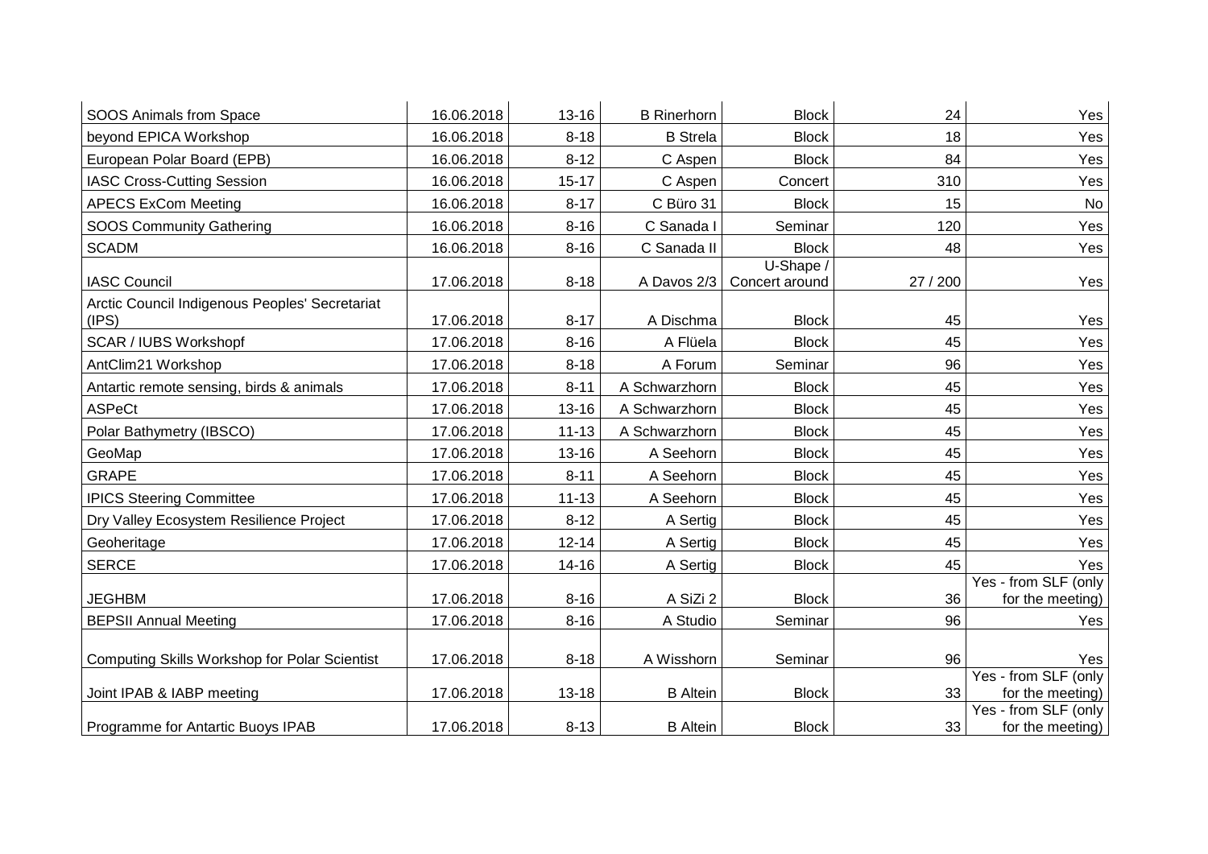| | | | | | | |
|---|---|---|---|---|---|---|
| SOOS Animals from Space | 16.06.2018 | 13-16 | B Rinerhorn | Block | 24 | Yes |
| beyond EPICA Workshop | 16.06.2018 | 8-18 | B Strela | Block | 18 | Yes |
| European Polar Board (EPB) | 16.06.2018 | 8-12 | C Aspen | Block | 84 | Yes |
| IASC Cross-Cutting Session | 16.06.2018 | 15-17 | C Aspen | Concert | 310 | Yes |
| APECS ExCom Meeting | 16.06.2018 | 8-17 | C Büro 31 | Block | 15 | No |
| SOOS Community Gathering | 16.06.2018 | 8-16 | C Sanada I | Seminar | 120 | Yes |
| SCADM | 16.06.2018 | 8-16 | C Sanada II | Block | 48 | Yes |
| IASC Council | 17.06.2018 | 8-18 | A Davos 2/3 | U-Shape / Concert around | 27 / 200 | Yes |
| Arctic Council Indigenous Peoples' Secretariat (IPS) | 17.06.2018 | 8-17 | A Dischma | Block | 45 | Yes |
| SCAR / IUBS Workshopf | 17.06.2018 | 8-16 | A Flüela | Block | 45 | Yes |
| AntClim21 Workshop | 17.06.2018 | 8-18 | A Forum | Seminar | 96 | Yes |
| Antartic remote sensing, birds & animals | 17.06.2018 | 8-11 | A Schwarzhorn | Block | 45 | Yes |
| ASPeCt | 17.06.2018 | 13-16 | A Schwarzhorn | Block | 45 | Yes |
| Polar Bathymetry (IBSCO) | 17.06.2018 | 11-13 | A Schwarzhorn | Block | 45 | Yes |
| GeoMap | 17.06.2018 | 13-16 | A Seehorn | Block | 45 | Yes |
| GRAPE | 17.06.2018 | 8-11 | A Seehorn | Block | 45 | Yes |
| IPICS Steering Committee | 17.06.2018 | 11-13 | A Seehorn | Block | 45 | Yes |
| Dry Valley Ecosystem Resilience Project | 17.06.2018 | 8-12 | A Sertig | Block | 45 | Yes |
| Geoheritage | 17.06.2018 | 12-14 | A Sertig | Block | 45 | Yes |
| SERCE | 17.06.2018 | 14-16 | A Sertig | Block | 45 | Yes |
| JEGHBM | 17.06.2018 | 8-16 | A SiZi 2 | Block | 36 | Yes - from SLF (only for the meeting) |
| BEPSII Annual Meeting | 17.06.2018 | 8-16 | A Studio | Seminar | 96 | Yes |
| Computing Skills Workshop for Polar Scientist | 17.06.2018 | 8-18 | A Wisshorn | Seminar | 96 | Yes |
| Joint IPAB & IABP meeting | 17.06.2018 | 13-18 | B Altein | Block | 33 | Yes - from SLF (only for the meeting) |
| Programme for Antartic Buoys IPAB | 17.06.2018 | 8-13 | B Altein | Block | 33 | Yes - from SLF (only for the meeting) |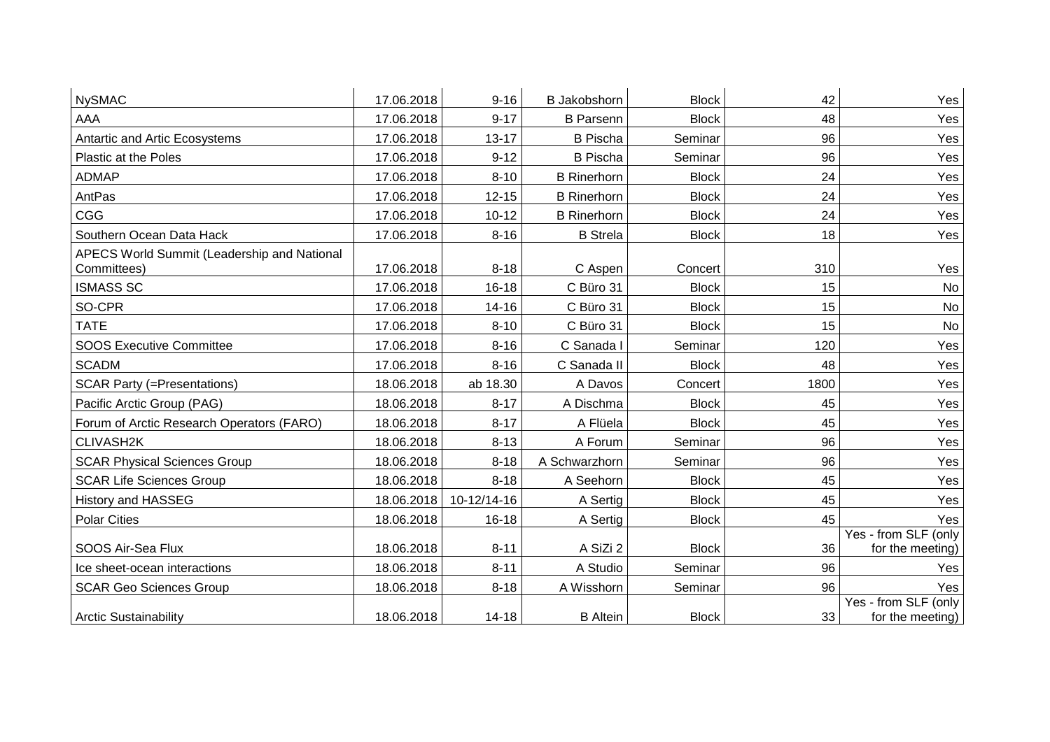| | | | | | | |
|---|---|---|---|---|---|---|
| NySMAC | 17.06.2018 | 9-16 | B Jakobshorn | Block | 42 | Yes |
| AAA | 17.06.2018 | 9-17 | B Parsenn | Block | 48 | Yes |
| Antartic and Artic Ecosystems | 17.06.2018 | 13-17 | B Pischa | Seminar | 96 | Yes |
| Plastic at the Poles | 17.06.2018 | 9-12 | B Pischa | Seminar | 96 | Yes |
| ADMAP | 17.06.2018 | 8-10 | B Rinerhorn | Block | 24 | Yes |
| AntPas | 17.06.2018 | 12-15 | B Rinerhorn | Block | 24 | Yes |
| CGG | 17.06.2018 | 10-12 | B Rinerhorn | Block | 24 | Yes |
| Southern Ocean Data Hack | 17.06.2018 | 8-16 | B Strela | Block | 18 | Yes |
| APECS World Summit (Leadership and National Committees) | 17.06.2018 | 8-18 | C Aspen | Concert | 310 | Yes |
| ISMASS SC | 17.06.2018 | 16-18 | C Büro 31 | Block | 15 | No |
| SO-CPR | 17.06.2018 | 14-16 | C Büro 31 | Block | 15 | No |
| TATE | 17.06.2018 | 8-10 | C Büro 31 | Block | 15 | No |
| SOOS Executive Committee | 17.06.2018 | 8-16 | C Sanada I | Seminar | 120 | Yes |
| SCADM | 17.06.2018 | 8-16 | C Sanada II | Block | 48 | Yes |
| SCAR Party (=Presentations) | 18.06.2018 | ab 18.30 | A Davos | Concert | 1800 | Yes |
| Pacific Arctic Group (PAG) | 18.06.2018 | 8-17 | A Dischma | Block | 45 | Yes |
| Forum of Arctic Research Operators (FARO) | 18.06.2018 | 8-17 | A Flüela | Block | 45 | Yes |
| CLIVASH2K | 18.06.2018 | 8-13 | A Forum | Seminar | 96 | Yes |
| SCAR Physical Sciences Group | 18.06.2018 | 8-18 | A Schwarzhorn | Seminar | 96 | Yes |
| SCAR Life Sciences Group | 18.06.2018 | 8-18 | A Seehorn | Block | 45 | Yes |
| History and HASSEG | 18.06.2018 | 10-12/14-16 | A Sertig | Block | 45 | Yes |
| Polar Cities | 18.06.2018 | 16-18 | A Sertig | Block | 45 | Yes |
| SOOS Air-Sea Flux | 18.06.2018 | 8-11 | A SiZi 2 | Block | 36 | Yes - from SLF (only for the meeting) |
| Ice sheet-ocean interactions | 18.06.2018 | 8-11 | A Studio | Seminar | 96 | Yes |
| SCAR Geo Sciences Group | 18.06.2018 | 8-18 | A Wisshorn | Seminar | 96 | Yes |
| Arctic Sustainability | 18.06.2018 | 14-18 | B Altein | Block | 33 | Yes - from SLF (only for the meeting) |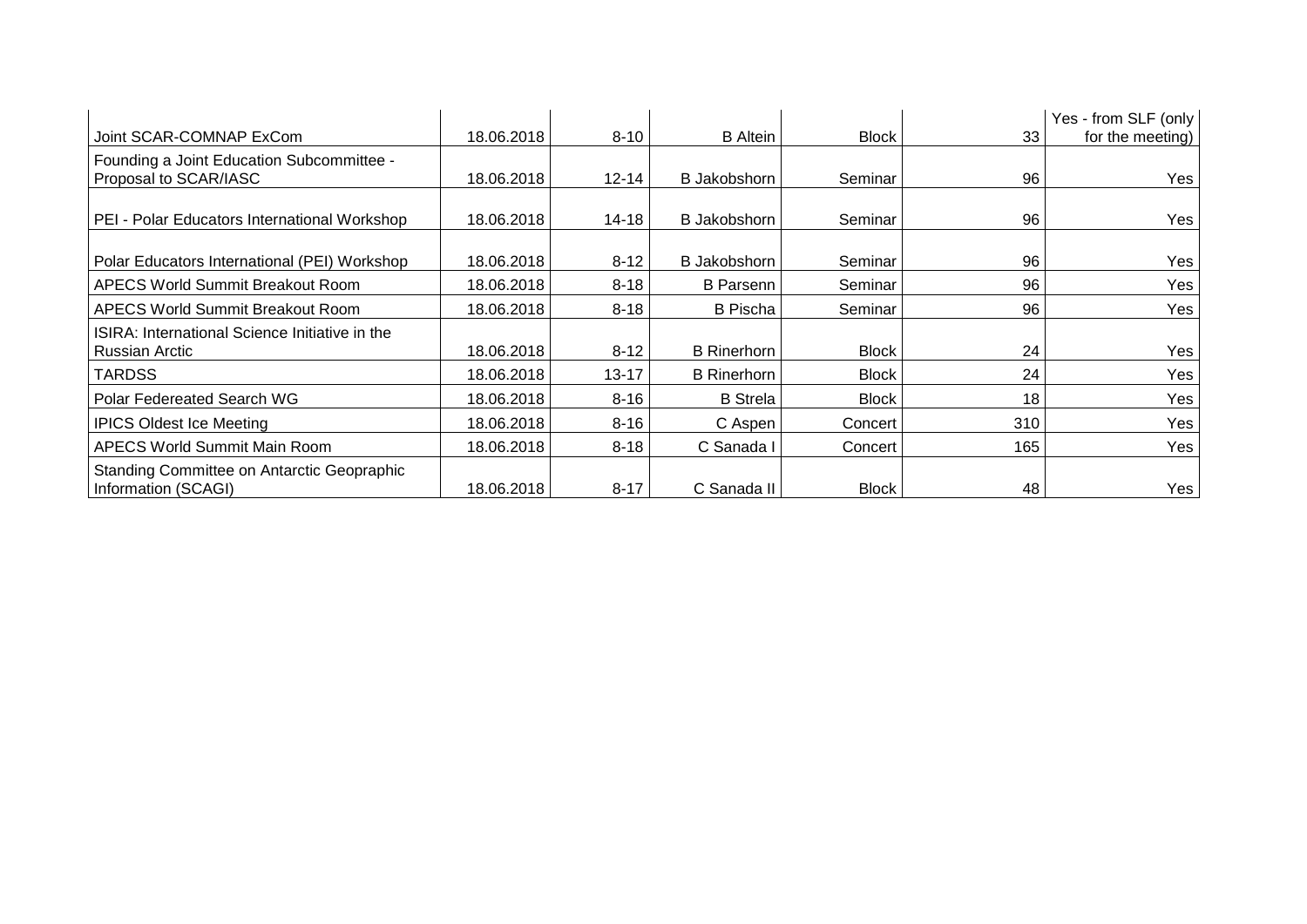| | | | | | | |
|---|---|---|---|---|---|---|
| Joint SCAR-COMNAP ExCom | 18.06.2018 | 8-10 | B Altein | Block | 33 | Yes - from SLF (only for the meeting) |
| Founding a Joint Education Subcommittee - Proposal to SCAR/IASC | 18.06.2018 | 12-14 | B Jakobshorn | Seminar | 96 | Yes |
| PEI - Polar Educators International Workshop | 18.06.2018 | 14-18 | B Jakobshorn | Seminar | 96 | Yes |
| Polar Educators International (PEI) Workshop | 18.06.2018 | 8-12 | B Jakobshorn | Seminar | 96 | Yes |
| APECS World Summit Breakout Room | 18.06.2018 | 8-18 | B Parsenn | Seminar | 96 | Yes |
| APECS World Summit Breakout Room | 18.06.2018 | 8-18 | B Pischa | Seminar | 96 | Yes |
| ISIRA: International Science Initiative in the Russian Arctic | 18.06.2018 | 8-12 | B Rinerhorn | Block | 24 | Yes |
| TARDSS | 18.06.2018 | 13-17 | B Rinerhorn | Block | 24 | Yes |
| Polar Federeated Search WG | 18.06.2018 | 8-16 | B Strela | Block | 18 | Yes |
| IPICS Oldest Ice Meeting | 18.06.2018 | 8-16 | C Aspen | Concert | 310 | Yes |
| APECS World Summit Main Room | 18.06.2018 | 8-18 | C Sanada I | Concert | 165 | Yes |
| Standing Committee on Antarctic Geopraphic Information (SCAGI) | 18.06.2018 | 8-17 | C Sanada II | Block | 48 | Yes |